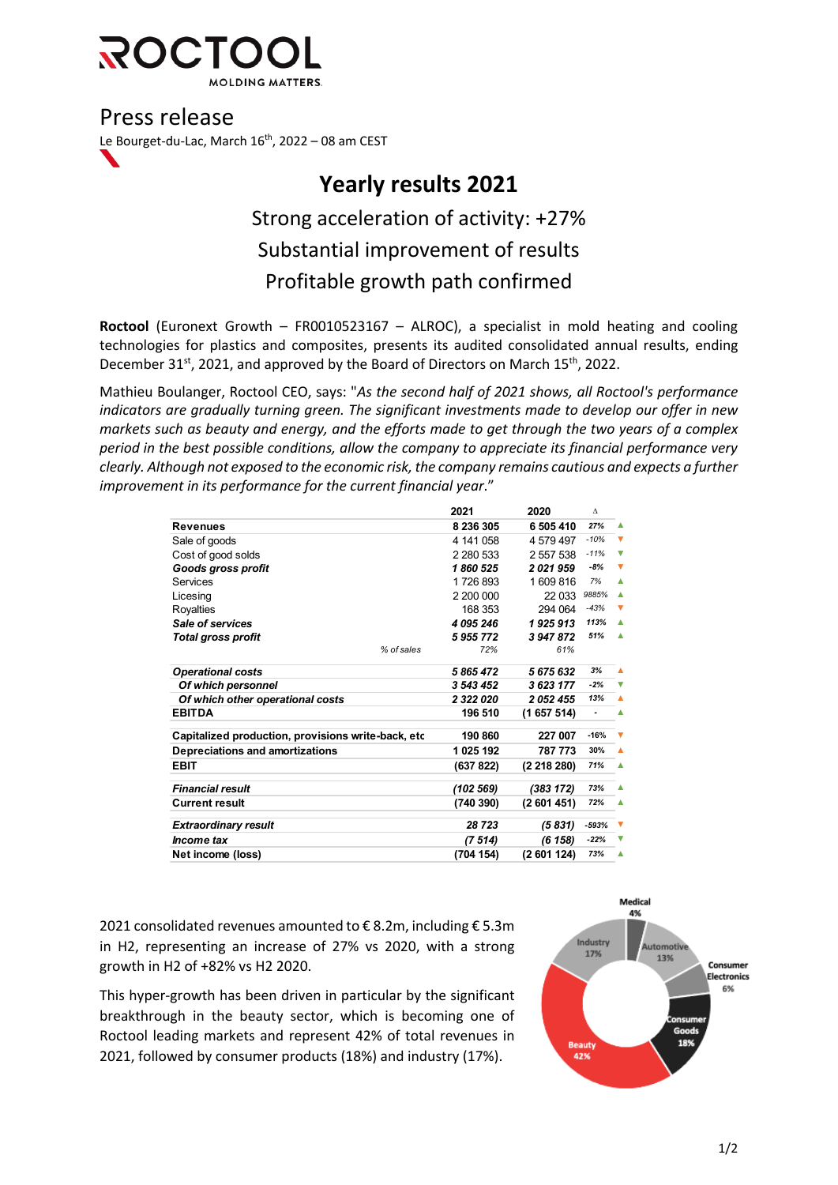# Press release

Le Bourget-du-Lac, March 16th, 2022 – 08 am CEST

## Yearly results 2021

### Strong acceleration of activity: +27%
### Substantial improvement of results
### Profitable growth path confirmed

**Roctool** (Euronext Growth – FR0010523167 – ALROC), a specialist in mold heating and cooling technologies for plastics and composites, presents its audited consolidated annual results, ending December 31st, 2021, and approved by the Board of Directors on March 15th, 2022.

Mathieu Boulanger, Roctool CEO, says: "*As the second half of 2021 shows, all Roctool's performance indicators are gradually turning green. The significant investments made to develop our offer in new markets such as beauty and energy, and the efforts made to get through the two years of a complex period in the best possible conditions, allow the company to appreciate its financial performance very clearly. Although not exposed to the economic risk, the company remains cautious and expects a further improvement in its performance for the current financial year.*"

| | 2021 | 2020 | Δ | |
|---|---|---|---|---|
| **Revenues** | 8 236 305 | 6 505 410 | 27% | ▲ |
| Sale of goods | 4 141 058 | 4 579 497 | -10% | ▼ |
| Cost of good solds | 2 280 533 | 2 557 538 | -11% | ▼ |
| ***Goods gross profit*** | *1 860 525* | *2 021 959* | -8% | ▼ |
| Services | 1 726 893 | 1 609 816 | 7% | ▲ |
| Licesing | 2 200 000 | 22 033 | 9885% | ▲ |
| Royalties | 168 353 | 294 064 | -43% | ▼ |
| ***Sale of services*** | *4 095 246* | *1 925 913* | 113% | ▲ |
| ***Total gross profit*** | *5 955 772* | *3 947 872* | 51% | ▲ |
| *% of sales* | *72%* | *61%* | | |
| ***Operational costs*** | *5 865 472* | *5 675 632* | 3% | ▲ |
| ***Of which personnel*** | *3 543 452* | *3 623 177* | -2% | ▼ |
| ***Of which other operational costs*** | *2 322 020* | *2 052 455* | 13% | ▲ |
| **EBITDA** | 196 510 | (1 657 514) | - | ▲ |
| **Capitalized production, provisions write-back, etc** | 190 860 | 227 007 | -16% | ▼ |
| **Depreciations and amortizations** | 1 025 192 | 787 773 | 30% | ▲ |
| **EBIT** | (637 822) | (2 218 280) | 71% | ▲ |
| ***Financial result*** | *(102 569)* | *(383 172)* | 73% | ▲ |
| **Current result** | (740 390) | (2 601 451) | 72% | ▲ |
| ***Extraordinary result*** | *28 723* | *(5 831)* | -593% | ▼ |
| ***Income tax*** | *(7 514)* | *(6 158)* | -22% | ▼ |
| **Net income (loss)** | (704 154) | (2 601 124) | 73% | ▲ |

2021 consolidated revenues amounted to € 8.2m, including € 5.3m in H2, representing an increase of 27% vs 2020, with a strong growth in H2 of +82% vs H2 2020.

This hyper-growth has been driven in particular by the significant breakthrough in the beauty sector, which is becoming one of Roctool leading markets and represent 42% of total revenues in 2021, followed by consumer products (18%) and industry (17%).

Medical 4%, Automotive 13%, Consumer Electronics 6%, Consumer Goods 18%, Beauty 42%, Industry 17%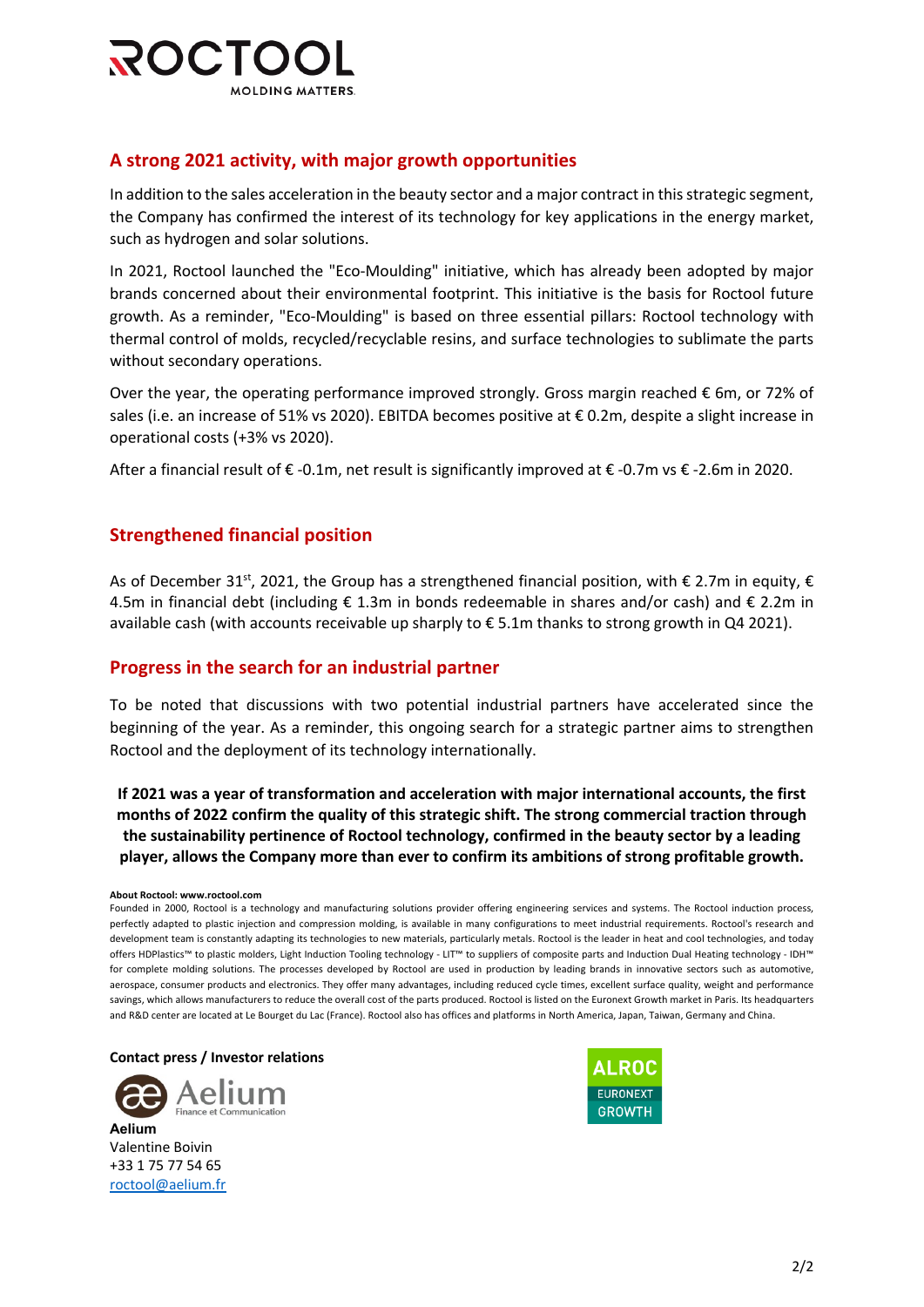## A strong 2021 activity, with major growth opportunities

In addition to the sales acceleration in the beauty sector and a major contract in this strategic segment, the Company has confirmed the interest of its technology for key applications in the energy market, such as hydrogen and solar solutions.

In 2021, Roctool launched the "Eco-Moulding" initiative, which has already been adopted by major brands concerned about their environmental footprint. This initiative is the basis for Roctool future growth. As a reminder, "Eco-Moulding" is based on three essential pillars: Roctool technology with thermal control of molds, recycled/recyclable resins, and surface technologies to sublimate the parts without secondary operations.

Over the year, the operating performance improved strongly. Gross margin reached € 6m, or 72% of sales (i.e. an increase of 51% vs 2020). EBITDA becomes positive at € 0.2m, despite a slight increase in operational costs (+3% vs 2020).

After a financial result of € -0.1m, net result is significantly improved at € -0.7m vs € -2.6m in 2020.

## Strengthened financial position

As of December 31st, 2021, the Group has a strengthened financial position, with € 2.7m in equity, € 4.5m in financial debt (including € 1.3m in bonds redeemable in shares and/or cash) and € 2.2m in available cash (with accounts receivable up sharply to € 5.1m thanks to strong growth in Q4 2021).

## Progress in the search for an industrial partner

To be noted that discussions with two potential industrial partners have accelerated since the beginning of the year. As a reminder, this ongoing search for a strategic partner aims to strengthen Roctool and the deployment of its technology internationally.

**If 2021 was a year of transformation and acceleration with major international accounts, the first months of 2022 confirm the quality of this strategic shift. The strong commercial traction through the sustainability pertinence of Roctool technology, confirmed in the beauty sector by a leading player, allows the Company more than ever to confirm its ambitions of strong profitable growth.**

**About Roctool: www.roctool.com**

Founded in 2000, Roctool is a technology and manufacturing solutions provider offering engineering services and systems. The Roctool induction process, perfectly adapted to plastic injection and compression molding, is available in many configurations to meet industrial requirements. Roctool's research and development team is constantly adapting its technologies to new materials, particularly metals. Roctool is the leader in heat and cool technologies, and today offers HDPlastics™ to plastic molders, Light Induction Tooling technology - LIT™ to suppliers of composite parts and Induction Dual Heating technology - IDH™ for complete molding solutions. The processes developed by Roctool are used in production by leading brands in innovative sectors such as automotive, aerospace, consumer products and electronics. They offer many advantages, including reduced cycle times, excellent surface quality, weight and performance savings, which allows manufacturers to reduce the overall cost of the parts produced. Roctool is listed on the Euronext Growth market in Paris. Its headquarters and R&D center are located at Le Bourget du Lac (France). Roctool also has offices and platforms in North America, Japan, Taiwan, Germany and China.

**Contact press / Investor relations**

**Aelium**
Valentine Boivin
+33 1 75 77 54 65
roctool@aelium.fr

ALROC
EURONEXT GROWTH